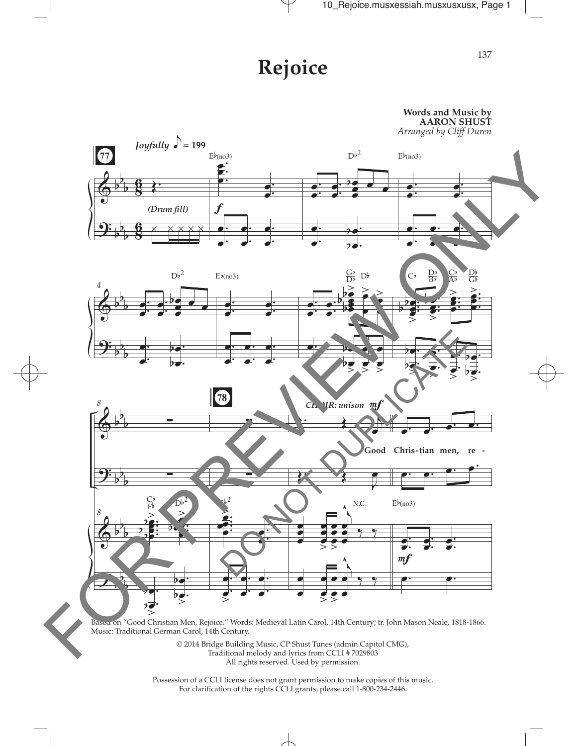# Rejoice

**Words and Music by**
**AARON SHUST**
*Arranged by Cliff Duren*

Based on "Good Christian Men, Rejoice." Words: Medieval Latin Carol, 14th Century; tr. John Mason Neale, 1818-1866. Music: Traditional German Carol, 14th Century.

© 2014 Bridge Building Music, CP Shust Tunes (admin Capitol CMG),
Traditional melody and lyrics from CCLI # 7029803
All rights reserved. Used by permission.

Possession of a CCLI license does not grant permission to make copies of this music.
For clarification of the rights CCLI grants, please call 1-800-234-2446.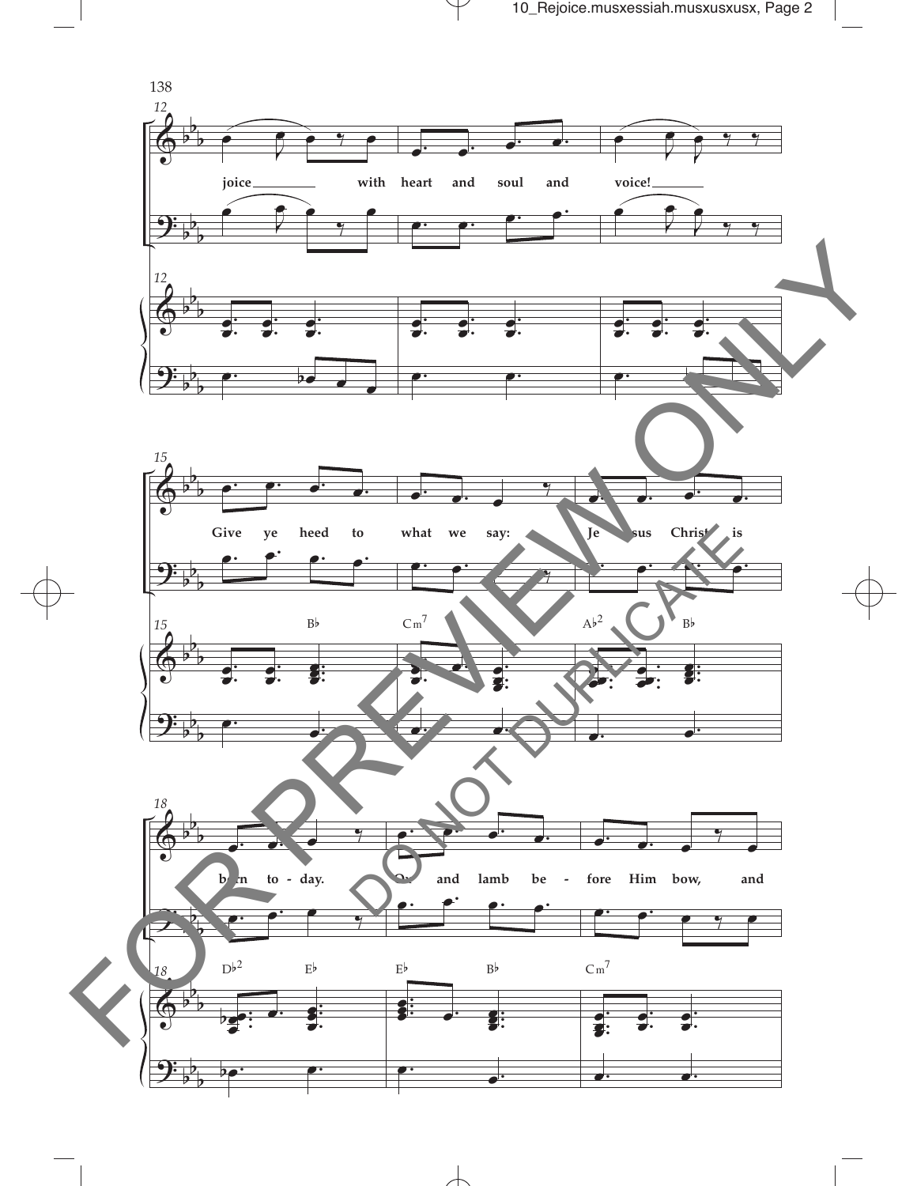12

joice with heart and soul and voice!

15

B♭ Cm7 A♭2 B♭

Give ye heed to what we say: Jesus Christ is

18

D♭2 E♭ E♭ B♭ Cm7

born to - day. Ox and lamb be - fore Him bow, and

FOR PREVIEW ONLY

DO NOT DUPLICATE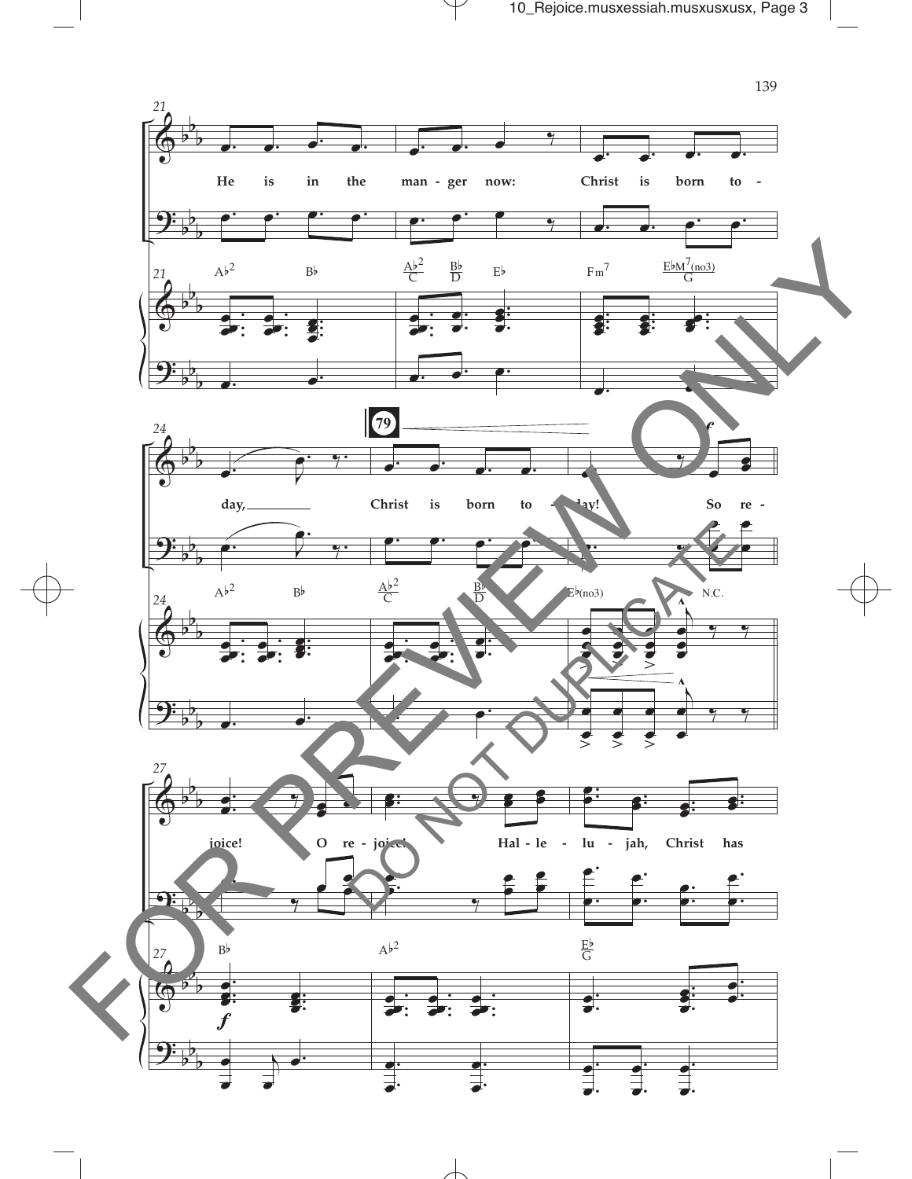He is in the manger now: Christ is born to - day, Christ is born to - day! So re - joice! O re - joice! Hal - le - lu - jah, Christ has

A♭2 B♭ A♭2/C B♭/D E♭ Fm7 E♭M7(no3)/G

A♭2 B♭ A♭2/C B♭/D E♭(no3) N.C.

B♭ A♭2 E♭/G

79

FOR PREVIEW ONLY

DO NOT DUPLICATE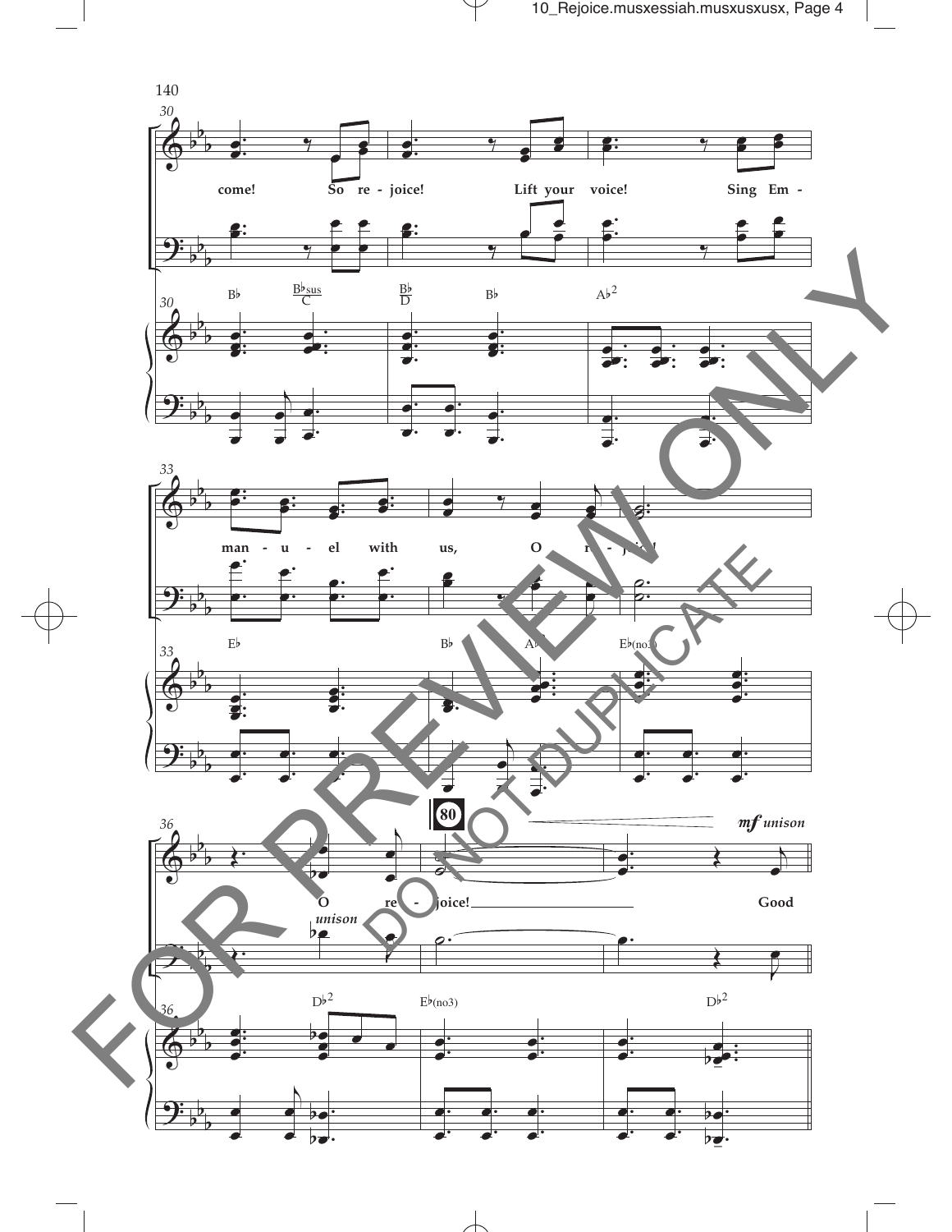30

come! So re - joice! Lift your voice! Sing Em -

B♭ $\frac{B♭sus}{C}$ $\frac{B♭}{D}$ B♭ A♭²

33

man - u - el with us, O re - joice!

E♭ B♭ A♭² E♭(no3)

36

80

*mf unison*

O re - joice! Good

*unison*

D♭² E♭(no3) D♭²

FOR PREVIEW ONLY

DO NOT DUPLICATE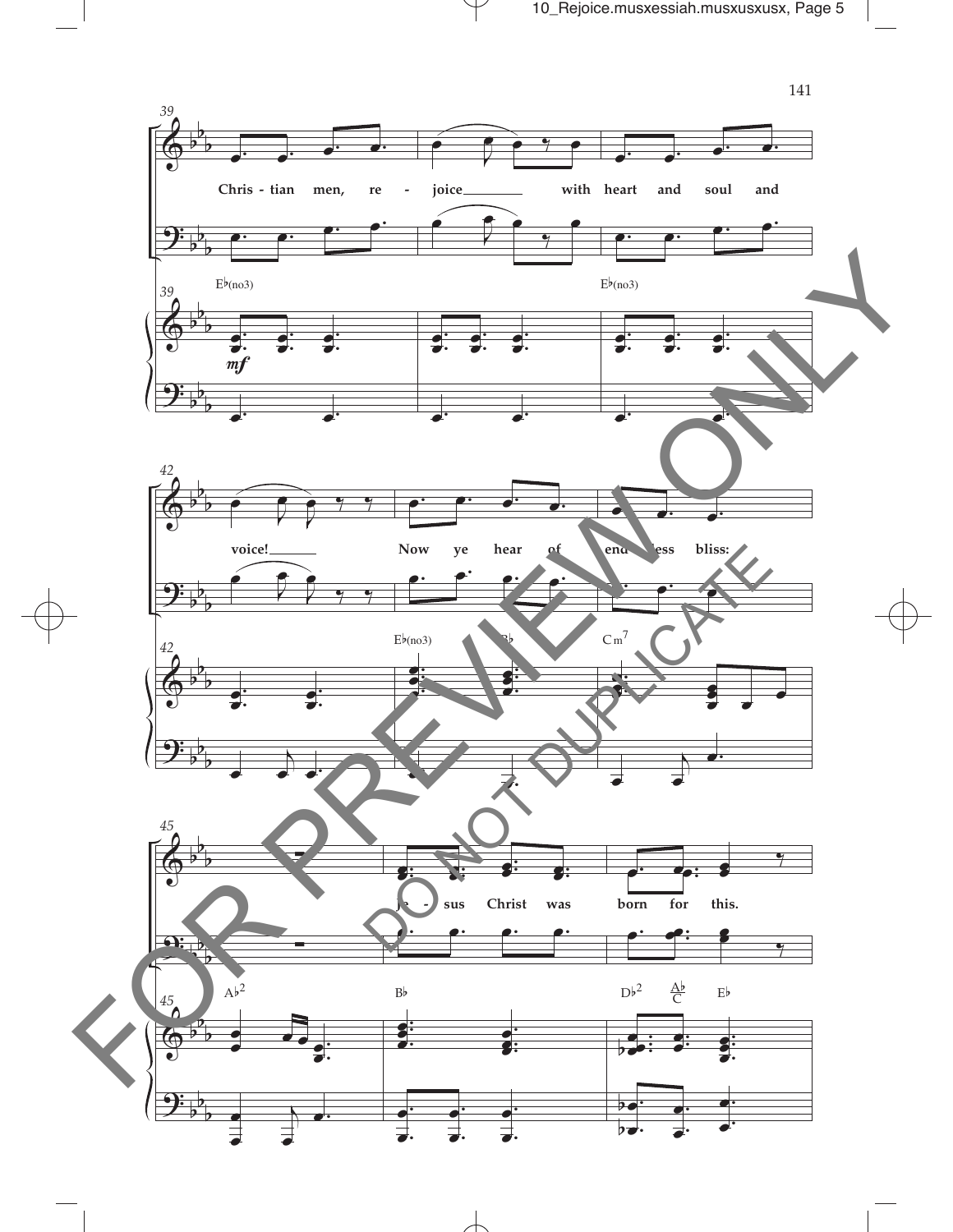39

Chris - tian men, re - joice with heart and soul and

Eb(no3) Eb(no3)

*mf*

42

voice! Now ye hear of end - less bliss:

Eb(no3) Bb Cm7

45

Je - sus Christ was born for this.

Ab2 Bb Db2 Ab/C Eb

FOR PREVIEW ONLY

DO NOT DUPLICATE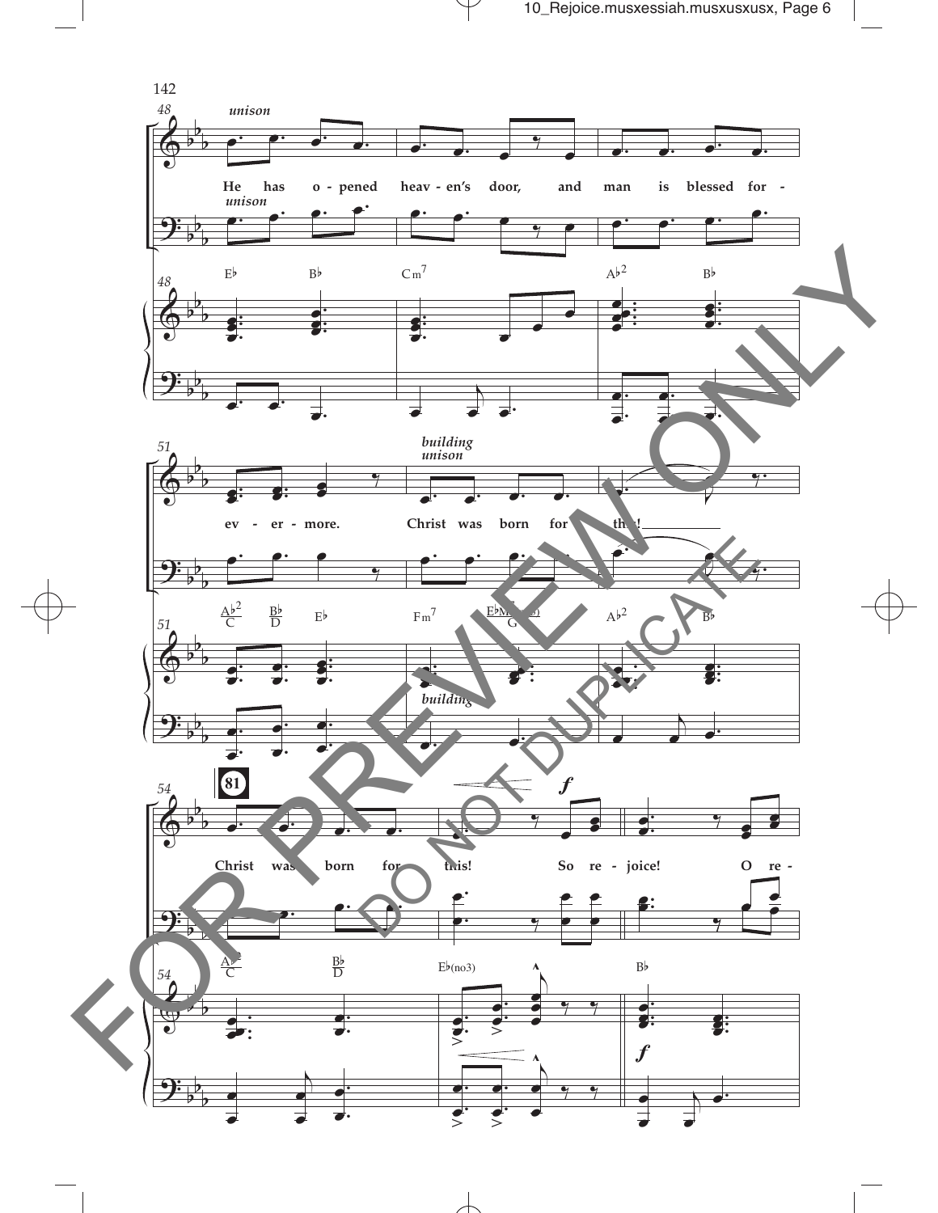*unison*

He has o - pened heav - en's door, and man is blessed for -

*unison*

E♭ B♭ Cm7 A♭2 B♭

ev - er - more. Christ was born for this!

*building*
*unison*

A♭2/C B♭/D E♭ Fm7 E♭M7/G A♭2 B♭

*building*

81

Christ was born for this! So re - joice! O re -

*f*

A♭2/C B♭/D E♭(no3) B♭

*f*

FOR PREVIEW ONLY

DO NOT DUPLICATE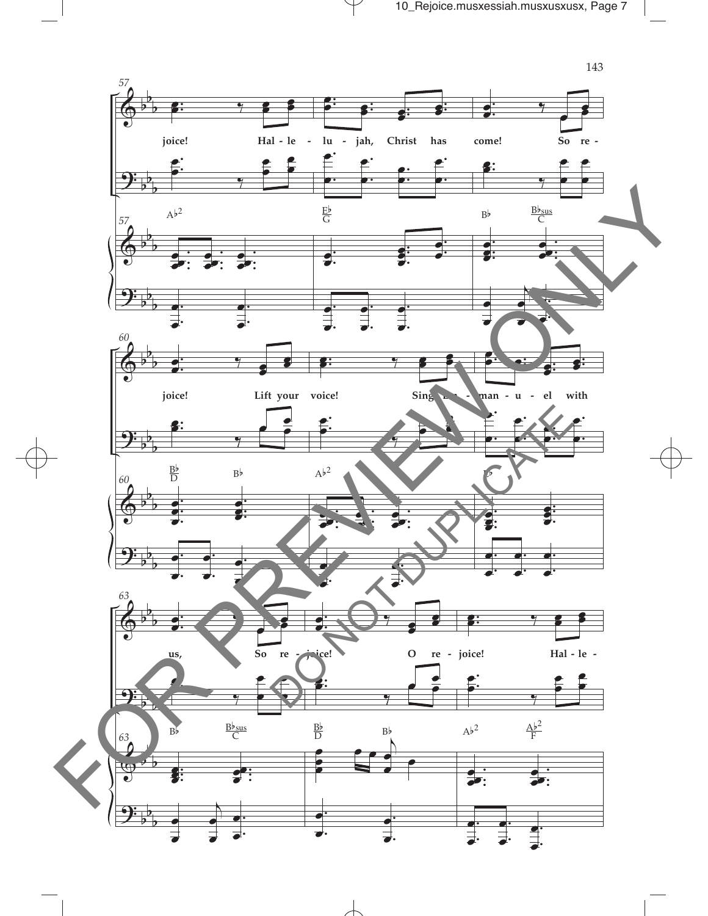57

joice! Hal - le - lu - jah, Christ has come! So re -

A♭2 E♭/G B♭ B♭sus/C

60

joice! Lift your voice! Sing Em - man - u - el with

B♭/D B♭ A♭2 E♭

63

us, So re - joice! O re - joice! Hal - le -

B♭ B♭sus/C B♭/D B♭ A♭2 A♭2/F

FOR PREVIEW ONLY

DO NOT DUPLICATE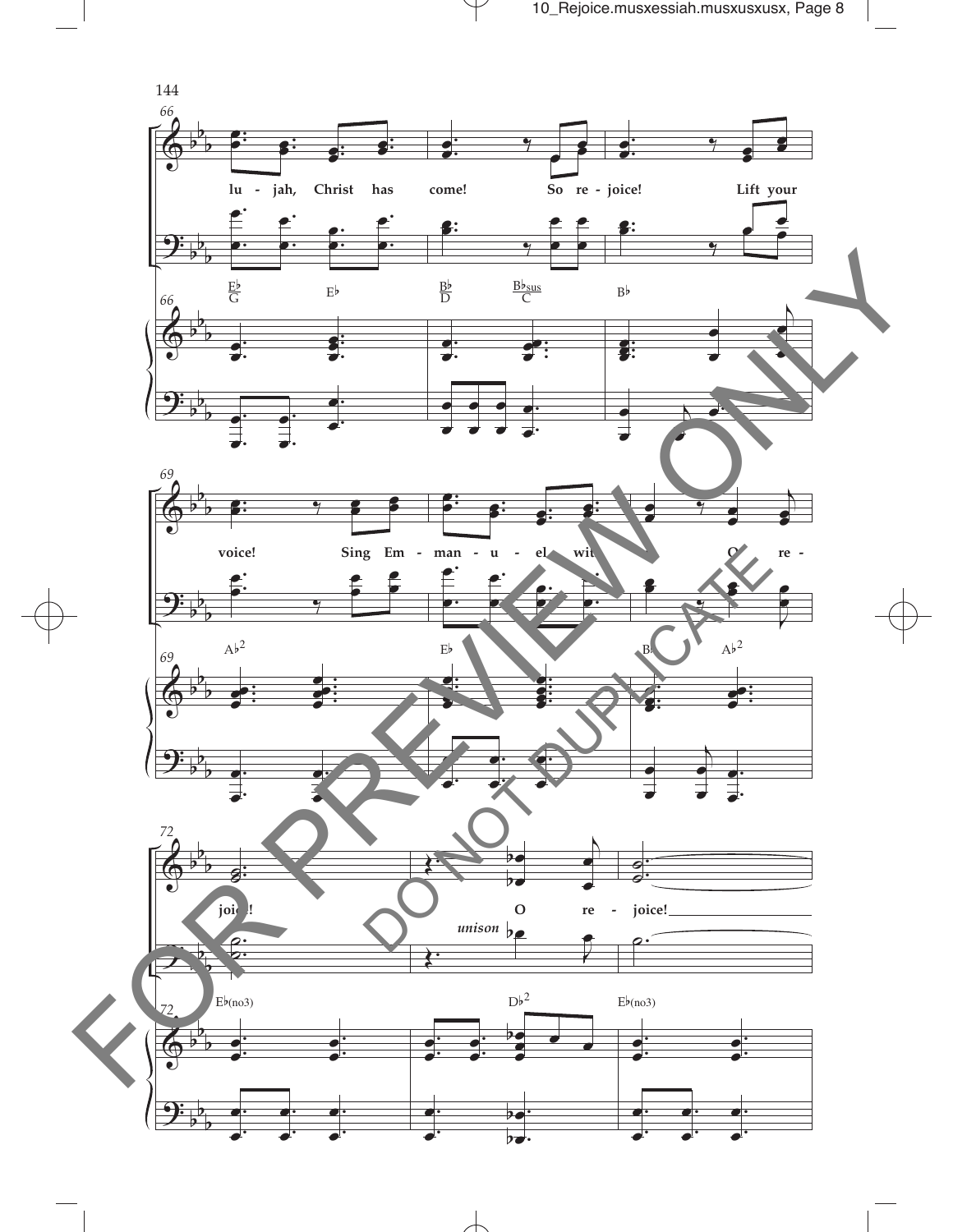66

lu - jah, Christ has come! So re - joice! Lift your

E♭/G E♭ B♭/D B♭sus/C B♭

69

voice! Sing Em - man - u - el with O re -

A♭2 E♭ B♭ A♭2

72

joice! O re - joice!

*unison*

E♭(no3) D♭2 E♭(no3)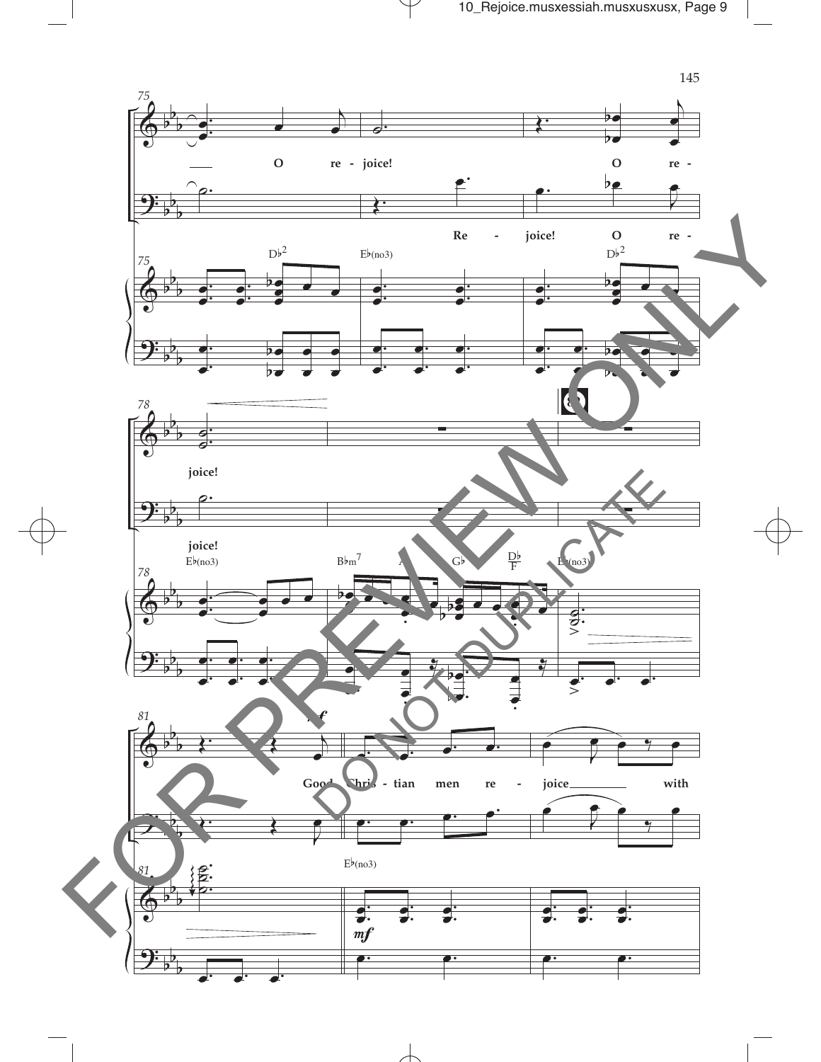O re - joice! O re -

Re - joice! O re -

D♭2 E♭(no3) D♭2

joice!

joice!

E♭(no3) B♭m7 A♭ G♭ D♭/F E♭(no3)

Good Chris - tian men re - joice with

E♭(no3)

FOR PREVIEW ONLY

DO NOT DUPLICATE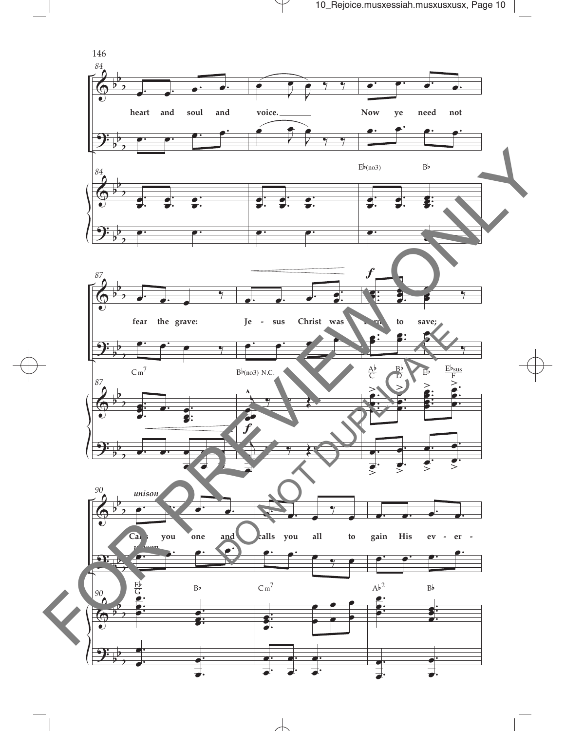84

heart and soul and voice. Now ye need not

Eb(no3) Bb

87

fear the grave: Je - sus Christ was born to save;

Cm7 Bb(no3) N.C. Ab/C Bb/D Eb Ebsus/F

90

*unison*

Calls you one and calls you all to gain His ev - er -

*unison*

Eb/G Bb Cm7 Ab2 Bb

FOR PREVIEW ONLY

DO NOT DUPLICATE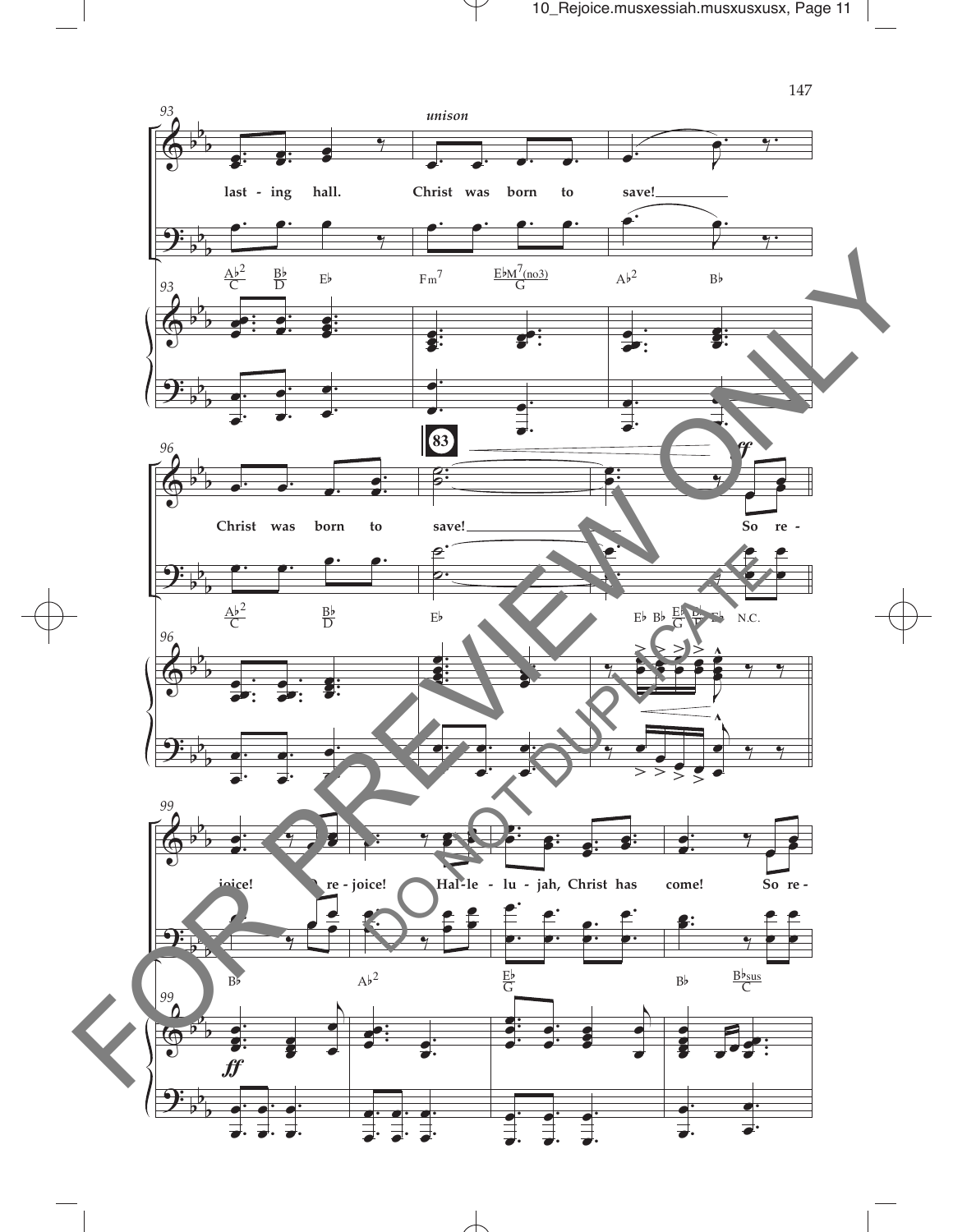*unison*

last - ing hall. Christ was born to save!

Christ was born to save! So re -

joice! O re - joice! Hal - le - lu - jah, Christ has come! So re -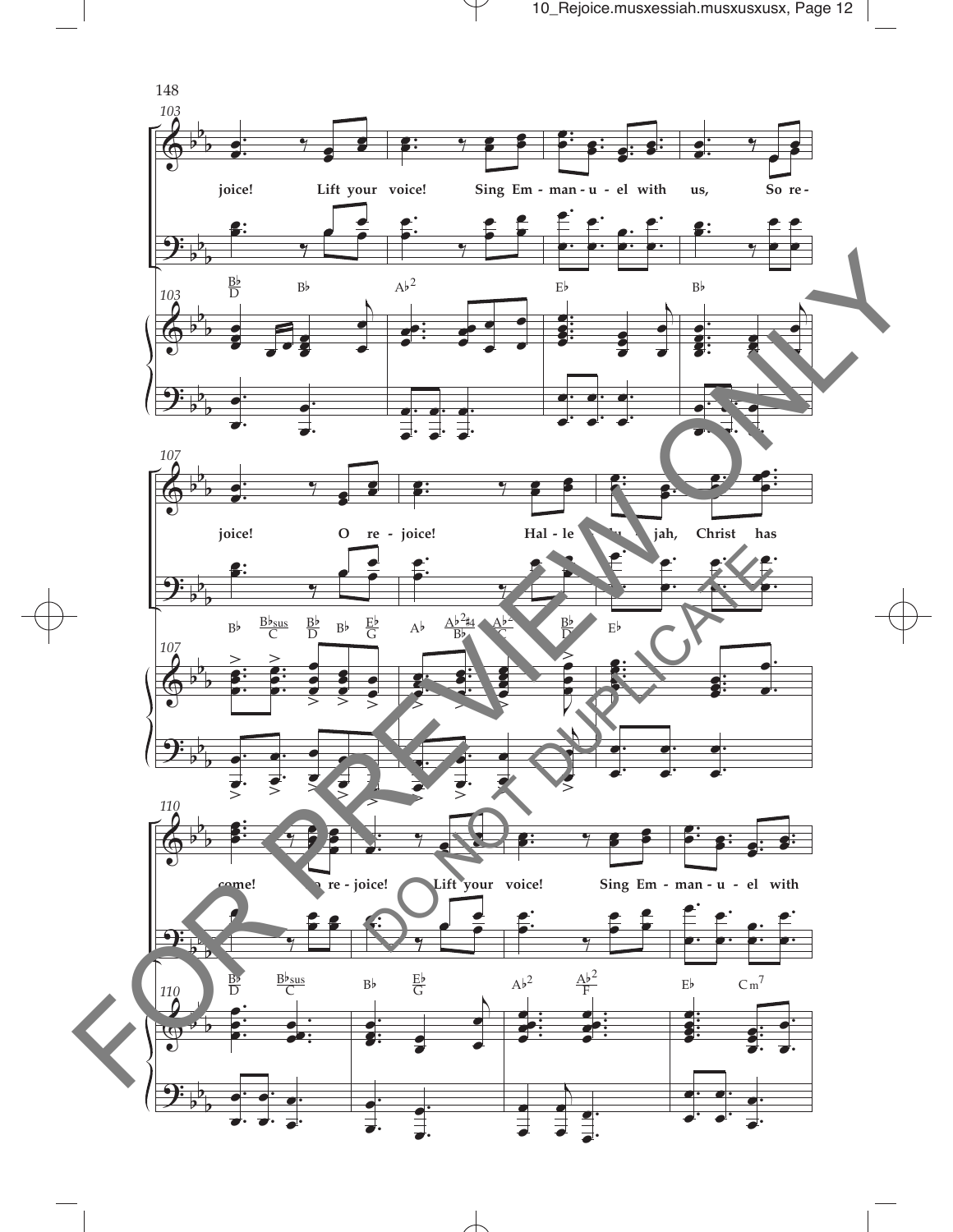103

Bb/D Bb Ab2 Eb Bb

joice! Lift your voice! Sing Em - man - u - el with us, So re -

107

Bb Bbsus/C Bb/D Bb Eb/G Ab Ab2#4/Bb Ab2/C Bb/D Eb

joice! O re - joice! Hal - le - lu - jah, Christ has

110

Bb/D Bbsus/C Bb Eb/G Ab2 Ab2/F Eb Cm7

come! O re - joice! Lift your voice! Sing Em - man - u - el with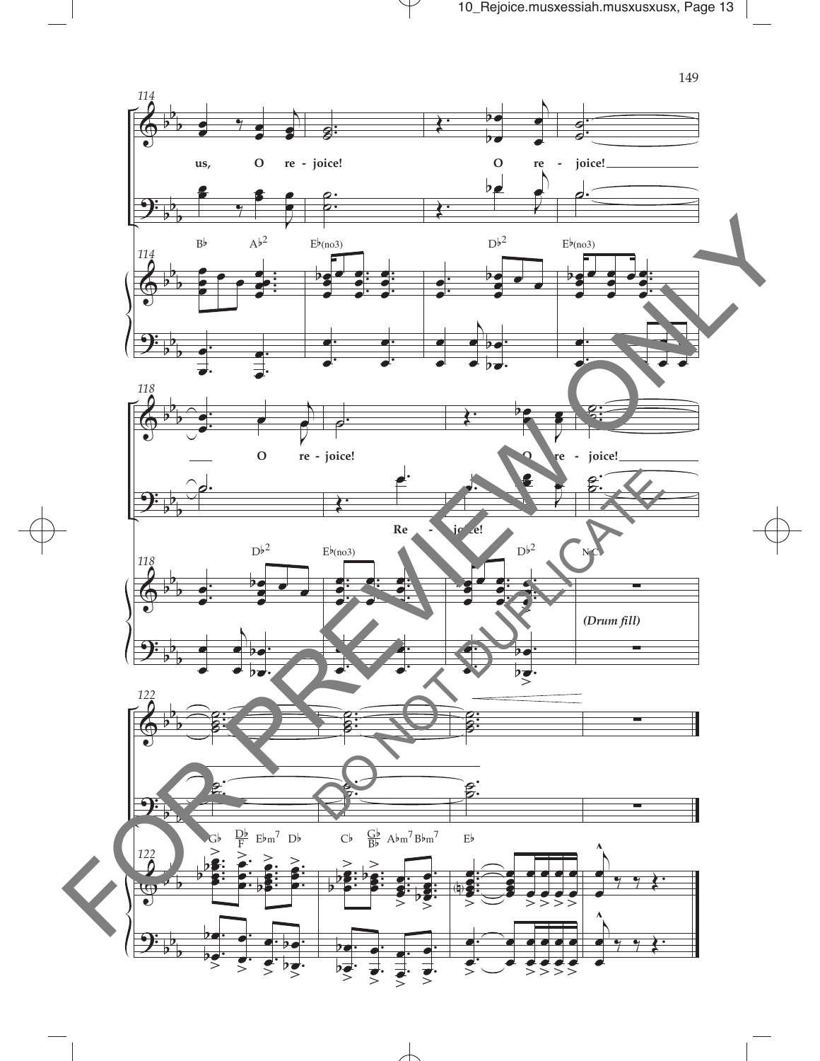114

us, O re - joice! O re - joice!

B♭ A♭2 E♭(no3) D♭2 E♭(no3)

118

O re - joice! O re - joice!

Re - joice!

D♭2 E♭(no3) D♭2 N.C.

*(Drum fill)*

122

G♭ D♭/F E♭m7 D♭ C♭ G♭/B♭ A♭m7 B♭m7 E♭

FOR PREVIEW ONLY

DO NOT DUPLICATE